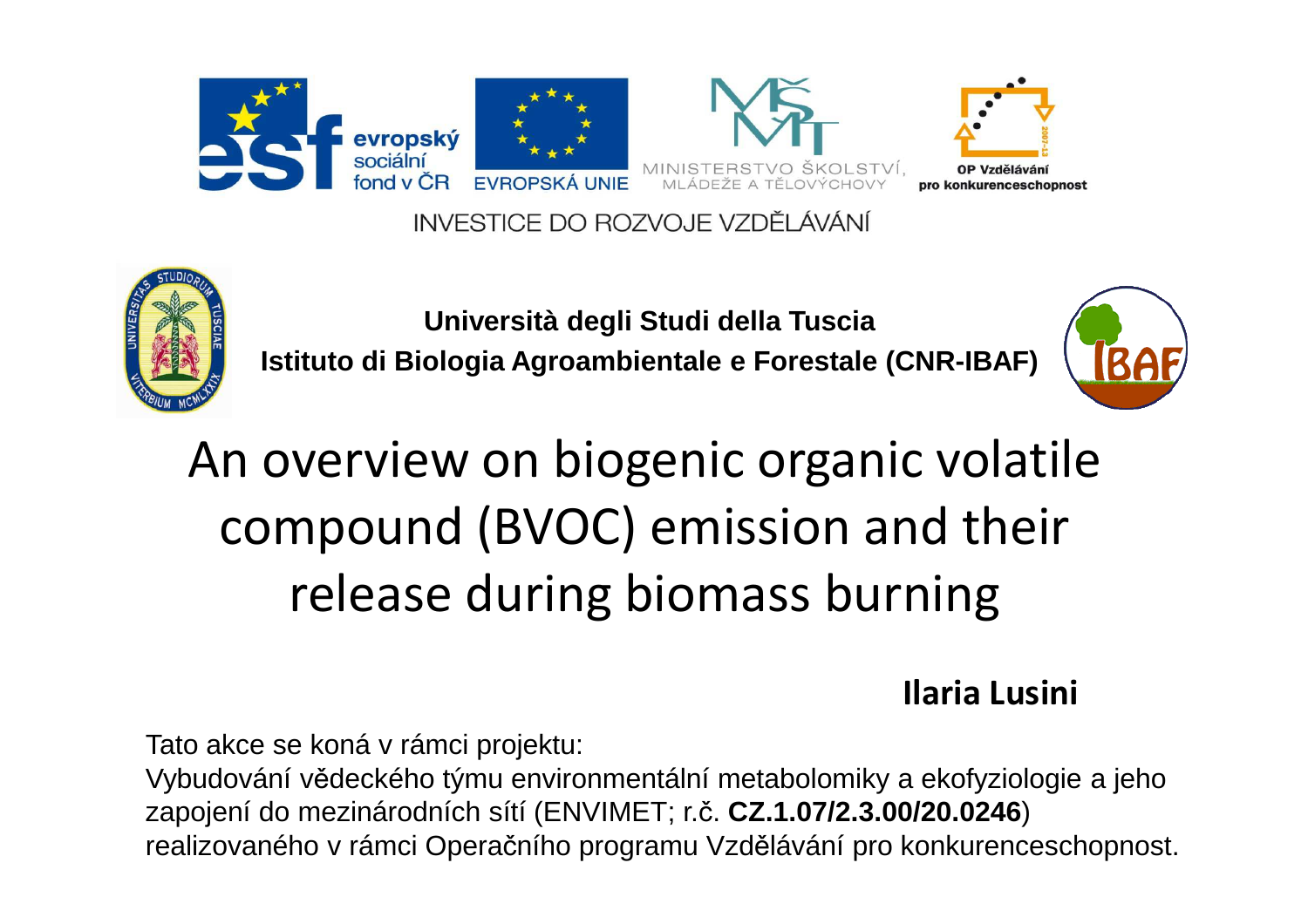evropský sociální fond v ČR — EVROPSKÁ UNIE — MINISTERSTVO ŠKOLSTVÍ, MLÁDEŽE A TĚLOVÝCHOVY — OP Vzdělávání pro konkurenceschopnost

INVESTICE DO ROZVOJE VZDĚLÁVÁNÍ

**Università degli Studi della Tuscia**

**Istituto di Biologia Agroambientale e Forestale (CNR-IBAF)**

# An overview on biogenic organic volatile compound (BVOC) emission and their release during biomass burning

**Ilaria Lusini**

Tato akce se koná v rámci projektu:
Vybudování vědeckého týmu environmentální metabolomiky a ekofyziologie a jeho zapojení do mezinárodních sítí (ENVIMET; r.č. **CZ.1.07/2.3.00/20.0246**) realizovaného v rámci Operačního programu Vzdělávání pro konkurenceschopnost.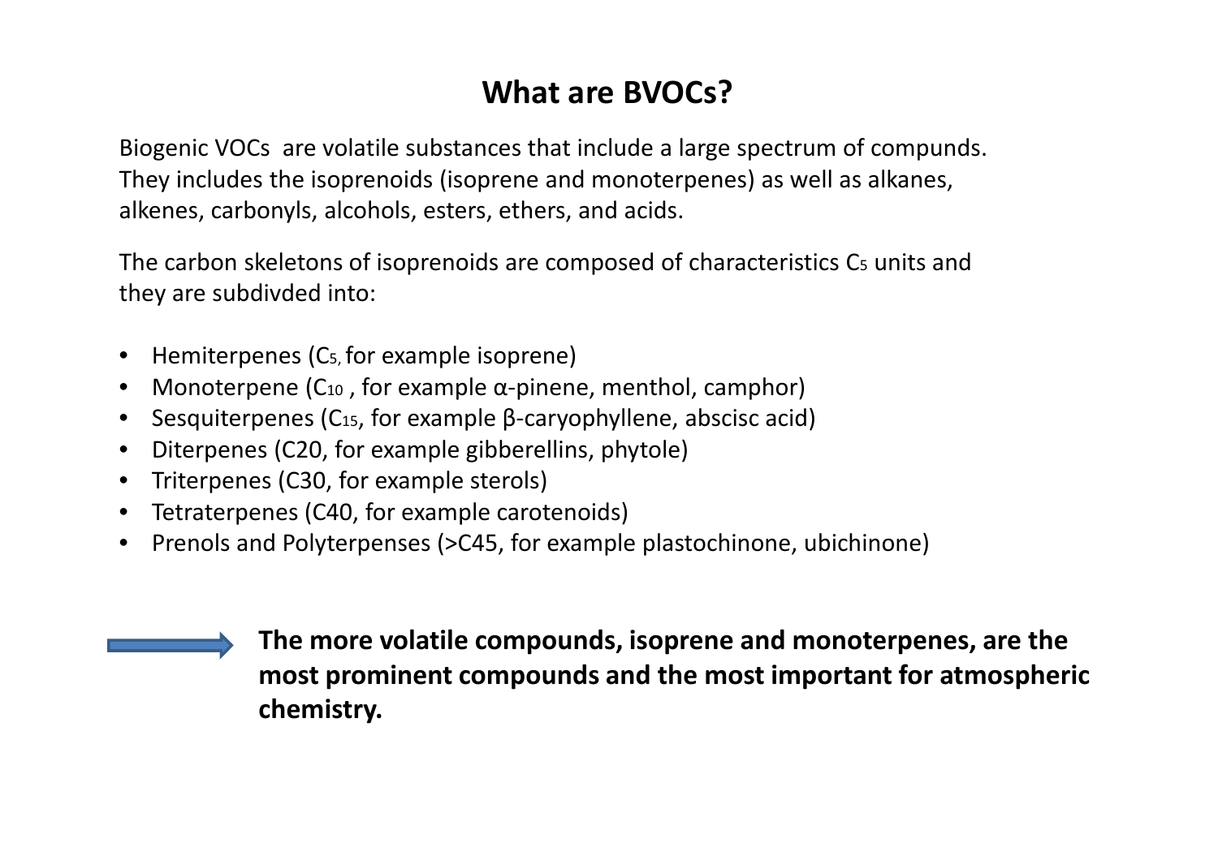# What are BVOCs?

Biogenic VOCs are volatile substances that include a large spectrum of compunds. They includes the isoprenoids (isoprene and monoterpenes) as well as alkanes, alkenes, carbonyls, alcohols, esters, ethers, and acids.

The carbon skeletons of isoprenoids are composed of characteristics $C_5$ units and they are subdivded into:

- Hemiterpenes ($C_5$, for example isoprene)
- Monoterpene ($C_{10}$ , for example α-pinene, menthol, camphor)
- Sesquiterpenes ($C_{15}$, for example β-caryophyllene, abscisc acid)
- Diterpenes (C20, for example gibberellins, phytole)
- Triterpenes (C30, for example sterols)
- Tetraterpenes (C40, for example carotenoids)
- Prenols and Polyterpenses (>C45, for example plastochinone, ubichinone)

→ **The more volatile compounds, isoprene and monoterpenes, are the most prominent compounds and the most important for atmospheric chemistry.**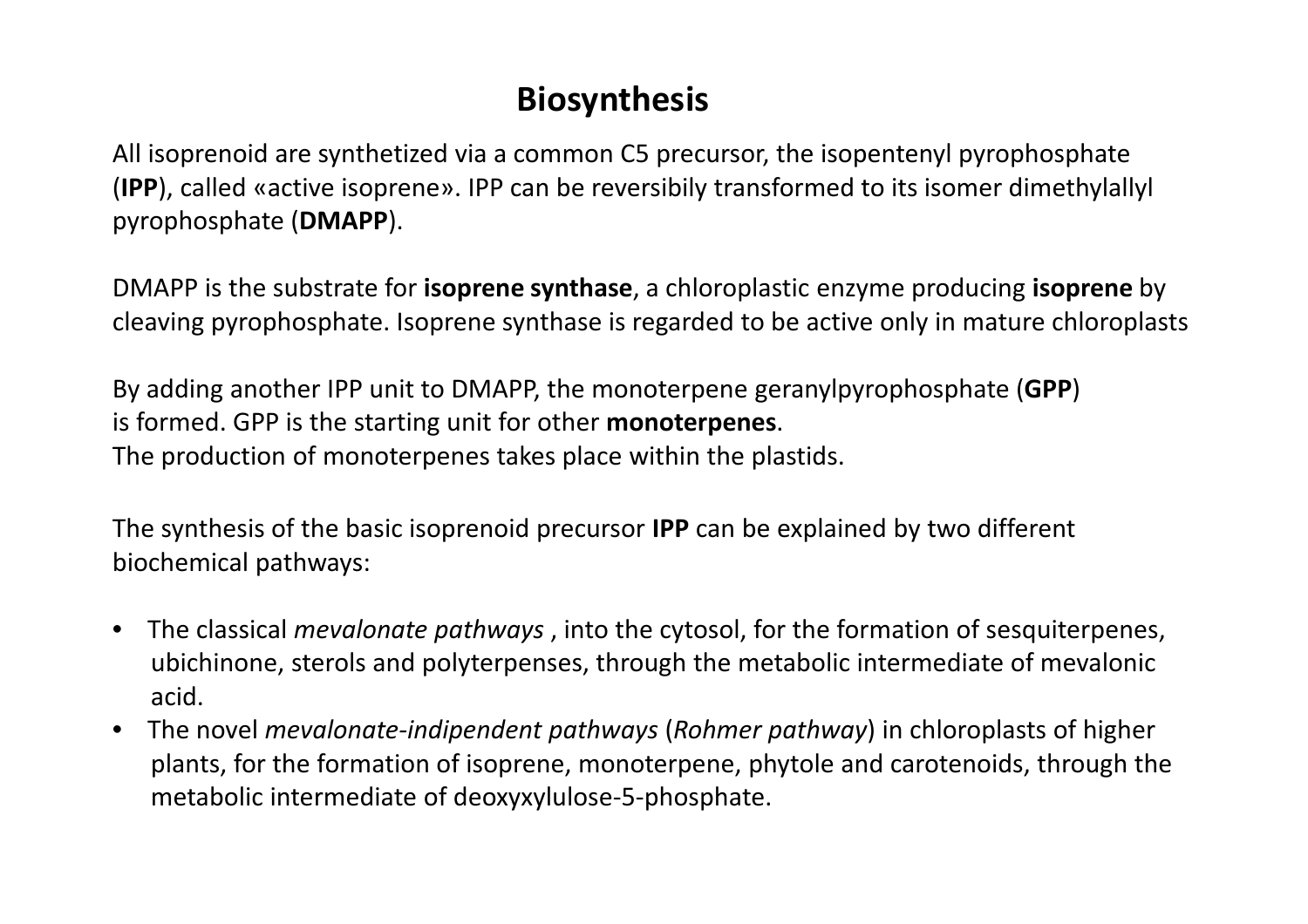# Biosynthesis

All isoprenoid are synthetized via a common C5 precursor, the isopentenyl pyrophosphate (**IPP**), called «active isoprene». IPP can be reversibily transformed to its isomer dimethylallyl pyrophosphate (**DMAPP**).

DMAPP is the substrate for **isoprene synthase**, a chloroplastic enzyme producing **isoprene** by cleaving pyrophosphate. Isoprene synthase is regarded to be active only in mature chloroplasts

By adding another IPP unit to DMAPP, the monoterpene geranylpyrophosphate (**GPP**) is formed. GPP is the starting unit for other **monoterpenes**.
The production of monoterpenes takes place within the plastids.

The synthesis of the basic isoprenoid precursor **IPP** can be explained by two different biochemical pathways:

- The classical *mevalonate pathways* , into the cytosol, for the formation of sesquiterpenes, ubichinone, sterols and polyterpenses, through the metabolic intermediate of mevalonic acid.
- The novel *mevalonate-indipendent pathways* (*Rohmer pathway*) in chloroplasts of higher plants, for the formation of isoprene, monoterpene, phytole and carotenoids, through the metabolic intermediate of deoxyxylulose-5-phosphate.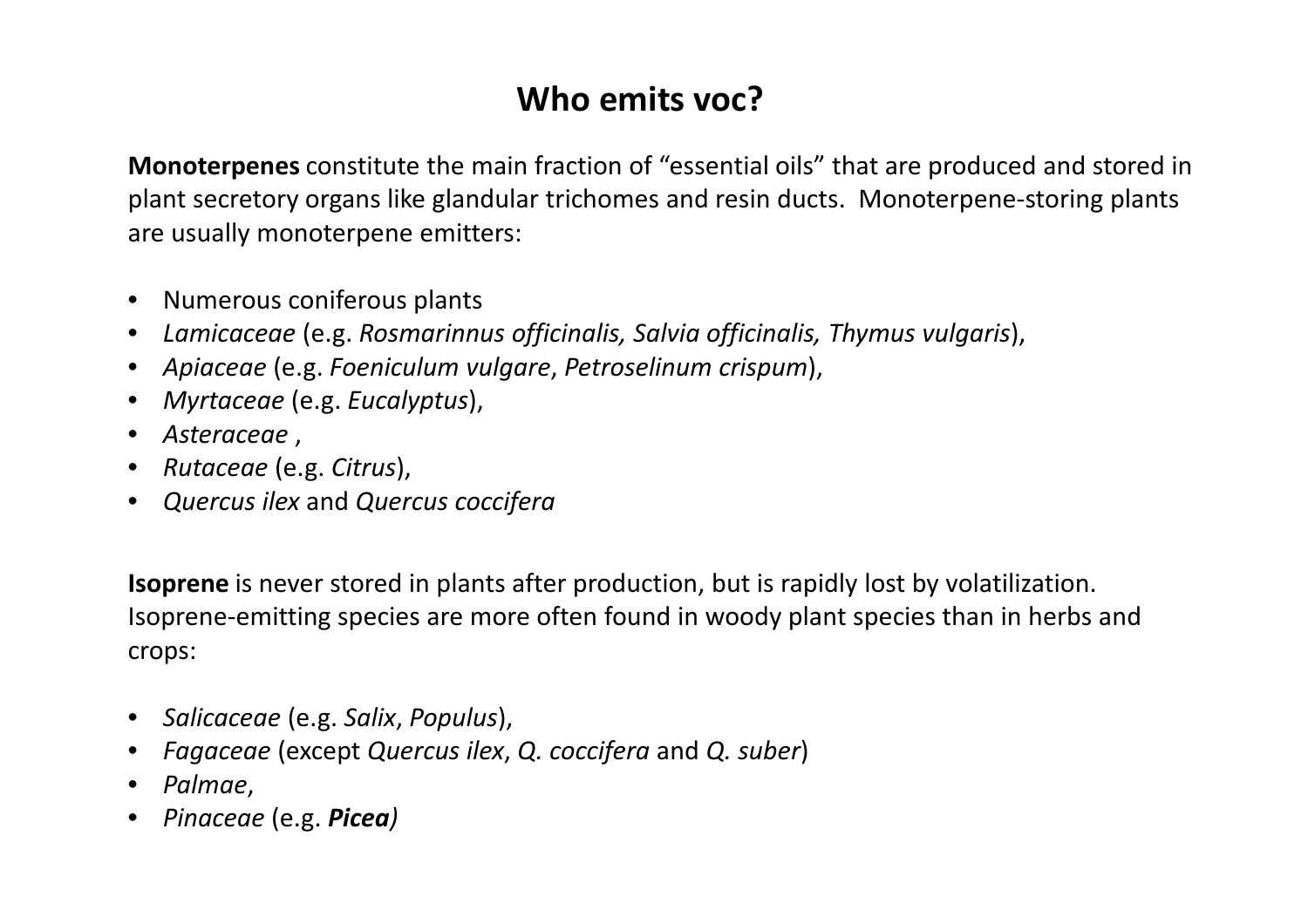# Who emits voc?

**Monoterpenes** constitute the main fraction of "essential oils" that are produced and stored in plant secretory organs like glandular trichomes and resin ducts. Monoterpene-storing plants are usually monoterpene emitters:

- Numerous coniferous plants
- *Lamicaceae* (e.g. *Rosmarinnus officinalis, Salvia officinalis, Thymus vulgaris*),
- *Apiaceae* (e.g. *Foeniculum vulgare*, *Petroselinum crispum*),
- *Myrtaceae* (e.g. *Eucalyptus*),
- *Asteraceae* ,
- *Rutaceae* (e.g. *Citrus*),
- *Quercus ilex* and *Quercus coccifera*

**Isoprene** is never stored in plants after production, but is rapidly lost by volatilization. Isoprene-emitting species are more often found in woody plant species than in herbs and crops:

- *Salicaceae* (e.g. *Salix*, *Populus*),
- *Fagaceae* (except *Quercus ilex*, *Q. coccifera* and *Q. suber*)
- *Palmae*,
- *Pinaceae* (e.g. ***Picea***)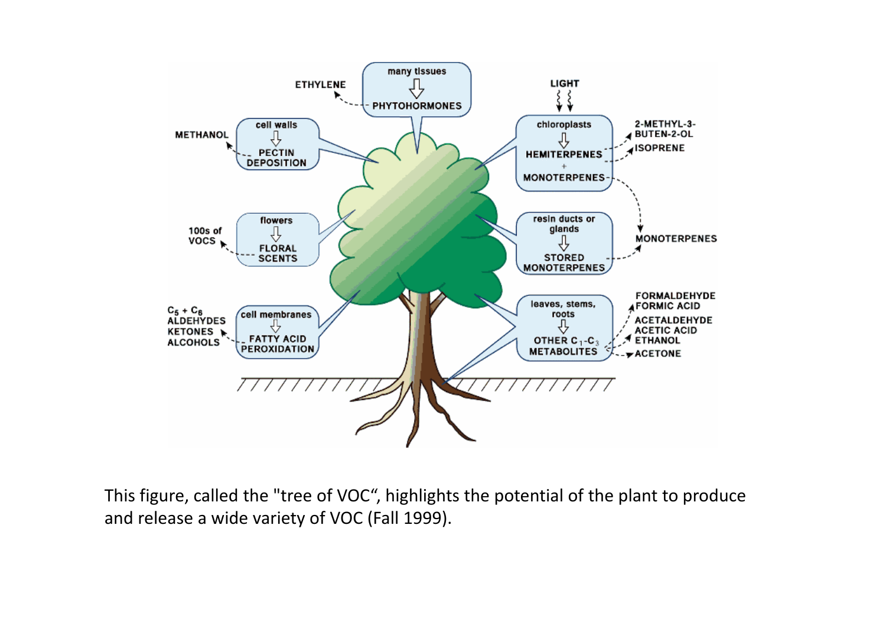This figure, called the "tree of VOC", highlights the potential of the plant to produce and release a wide variety of VOC (Fall 1999).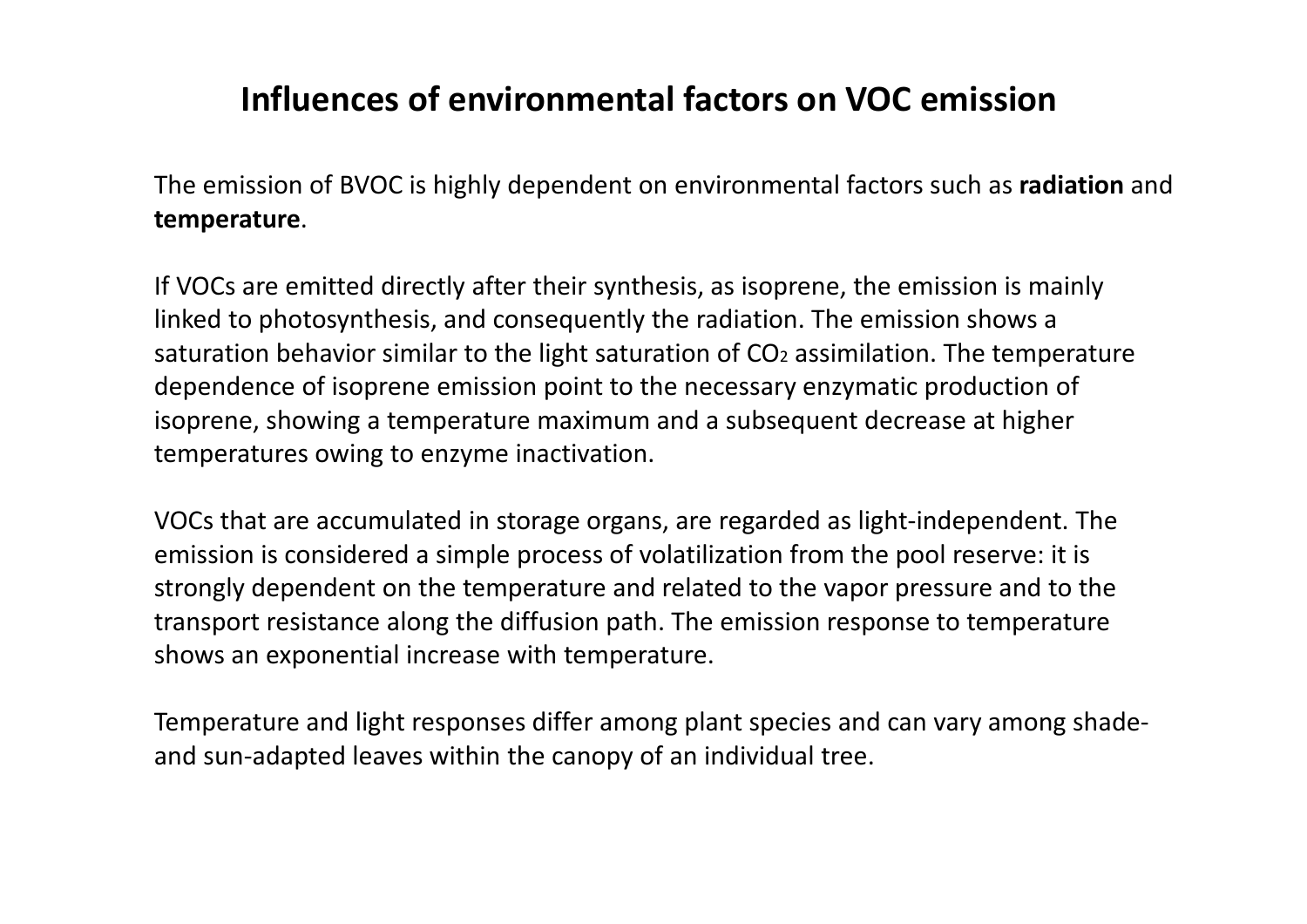# Influences of environmental factors on VOC emission

The emission of BVOC is highly dependent on environmental factors such as **radiation** and **temperature**.

If VOCs are emitted directly after their synthesis, as isoprene, the emission is mainly linked to photosynthesis, and consequently the radiation. The emission shows a saturation behavior similar to the light saturation of $CO_2$ assimilation. The temperature dependence of isoprene emission point to the necessary enzymatic production of isoprene, showing a temperature maximum and a subsequent decrease at higher temperatures owing to enzyme inactivation.

VOCs that are accumulated in storage organs, are regarded as light-independent. The emission is considered a simple process of volatilization from the pool reserve: it is strongly dependent on the temperature and related to the vapor pressure and to the transport resistance along the diffusion path. The emission response to temperature shows an exponential increase with temperature.

Temperature and light responses differ among plant species and can vary among shade- and sun-adapted leaves within the canopy of an individual tree.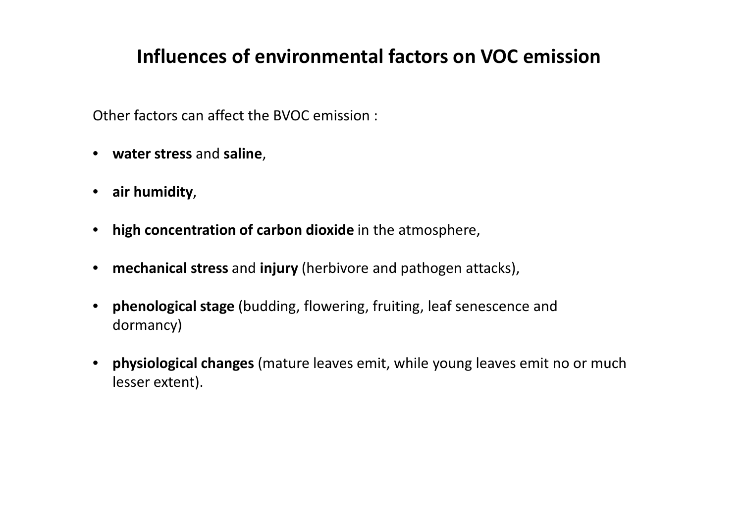# Influences of environmental factors on VOC emission

Other factors can affect the BVOC emission :

- **water stress** and **saline**,
- **air humidity**,
- **high concentration of carbon dioxide** in the atmosphere,
- **mechanical stress** and **injury** (herbivore and pathogen attacks),
- **phenological stage** (budding, flowering, fruiting, leaf senescence and dormancy)
- **physiological changes** (mature leaves emit, while young leaves emit no or much lesser extent).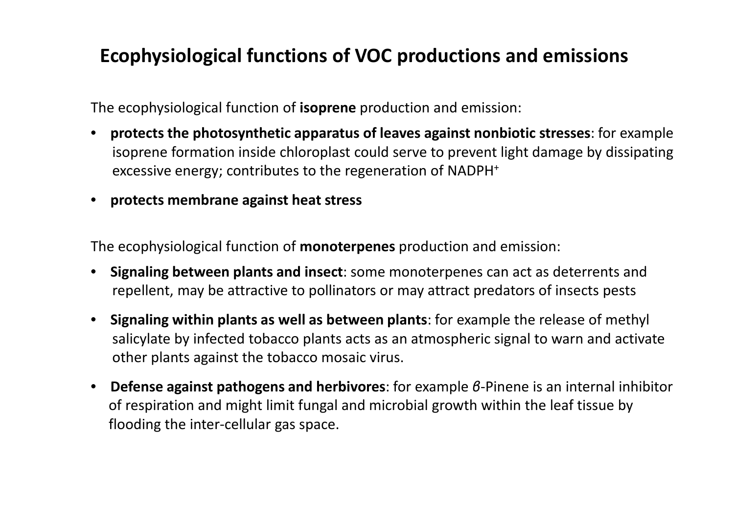# Ecophysiological functions of VOC productions and emissions

The ecophysiological function of **isoprene** production and emission:

- **protects the photosynthetic apparatus of leaves against nonbiotic stresses**: for example isoprene formation inside chloroplast could serve to prevent light damage by dissipating excessive energy; contributes to the regeneration of $NADPH^+$
- **protects membrane against heat stress**

The ecophysiological function of **monoterpenes** production and emission:

- **Signaling between plants and insect**: some monoterpenes can act as deterrents and repellent, may be attractive to pollinators or may attract predators of insects pests
- **Signaling within plants as well as between plants**: for example the release of methyl salicylate by infected tobacco plants acts as an atmospheric signal to warn and activate other plants against the tobacco mosaic virus.
- **Defense against pathogens and herbivores**: for example *β*-Pinene is an internal inhibitor of respiration and might limit fungal and microbial growth within the leaf tissue by flooding the inter-cellular gas space.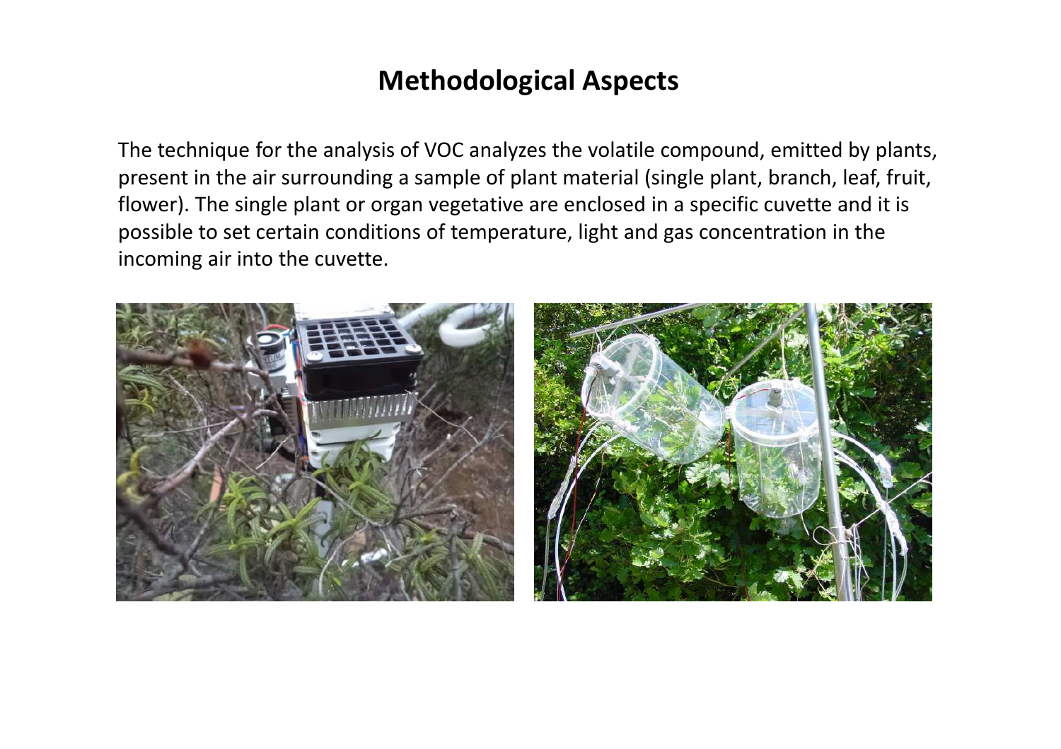# Methodological Aspects

The technique for the analysis of VOC analyzes the volatile compound, emitted by plants, present in the air surrounding a sample of plant material (single plant, branch, leaf, fruit, flower). The single plant or organ vegetative are enclosed in a specific cuvette and it is possible to set certain conditions of temperature, light and gas concentration in the incoming air into the cuvette.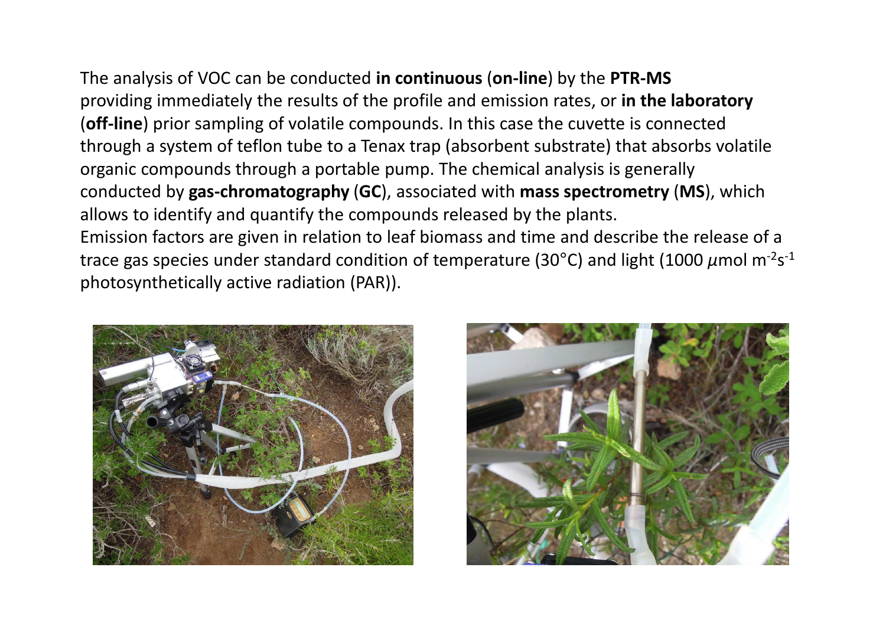The analysis of VOC can be conducted **in continuous** (**on-line**) by the **PTR-MS** providing immediately the results of the profile and emission rates, or **in the laboratory** (**off-line**) prior sampling of volatile compounds. In this case the cuvette is connected through a system of teflon tube to a Tenax trap (absorbent substrate) that absorbs volatile organic compounds through a portable pump. The chemical analysis is generally conducted by **gas-chromatography** (**GC**), associated with **mass spectrometry** (**MS**), which allows to identify and quantify the compounds released by the plants.

Emission factors are given in relation to leaf biomass and time and describe the release of a trace gas species under standard condition of temperature (30°C) and light (1000 $\mu$mol $m^{-2}s^{-1}$ photosynthetically active radiation (PAR)).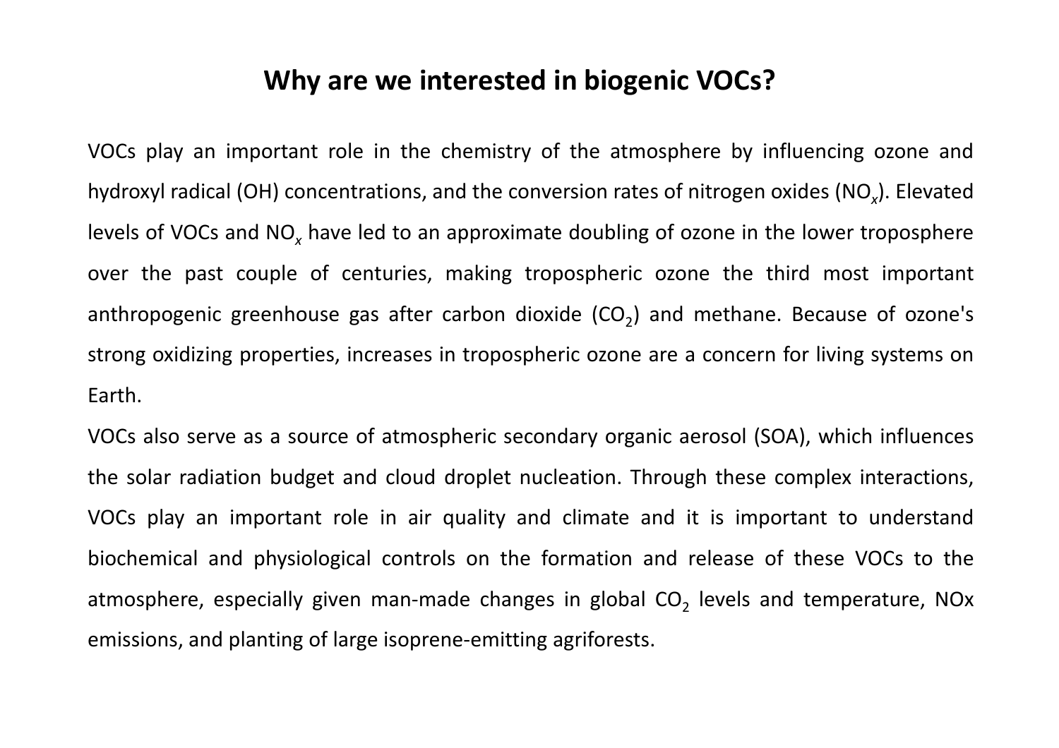# Why are we interested in biogenic VOCs?

VOCs play an important role in the chemistry of the atmosphere by influencing ozone and hydroxyl radical (OH) concentrations, and the conversion rates of nitrogen oxides ($NO_x$). Elevated levels of VOCs and $NO_x$ have led to an approximate doubling of ozone in the lower troposphere over the past couple of centuries, making tropospheric ozone the third most important anthropogenic greenhouse gas after carbon dioxide ($CO_2$) and methane. Because of ozone's strong oxidizing properties, increases in tropospheric ozone are a concern for living systems on Earth.

VOCs also serve as a source of atmospheric secondary organic aerosol (SOA), which influences the solar radiation budget and cloud droplet nucleation. Through these complex interactions, VOCs play an important role in air quality and climate and it is important to understand biochemical and physiological controls on the formation and release of these VOCs to the atmosphere, especially given man-made changes in global $CO_2$ levels and temperature, NOx emissions, and planting of large isoprene-emitting agriforests.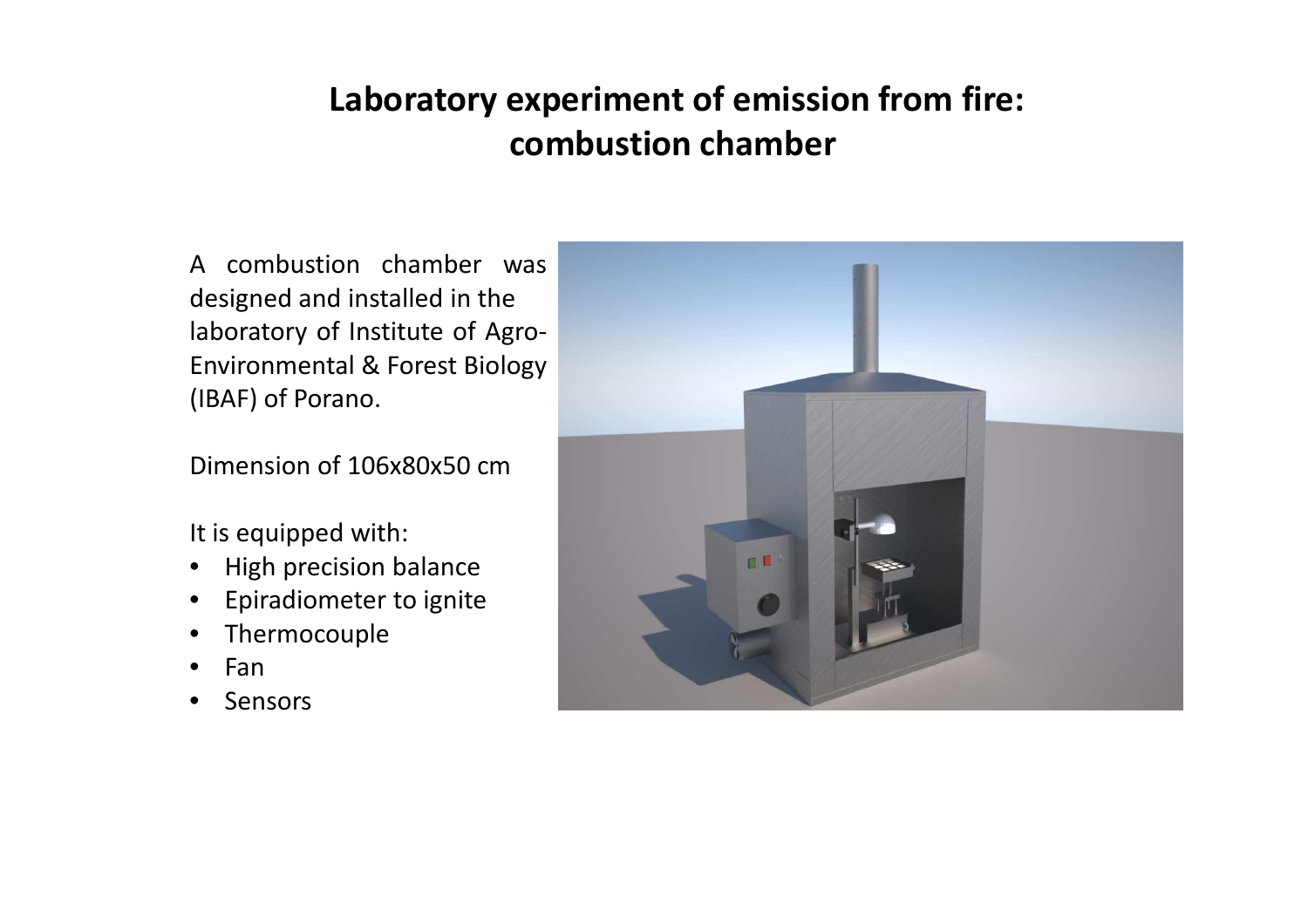# Laboratory experiment of emission from fire: combustion chamber

A combustion chamber was designed and installed in the laboratory of Institute of Agro-Environmental & Forest Biology (IBAF) of Porano.

Dimension of 106x80x50 cm

It is equipped with:

- High precision balance
- Epiradiometer to ignite
- Thermocouple
- Fan
- Sensors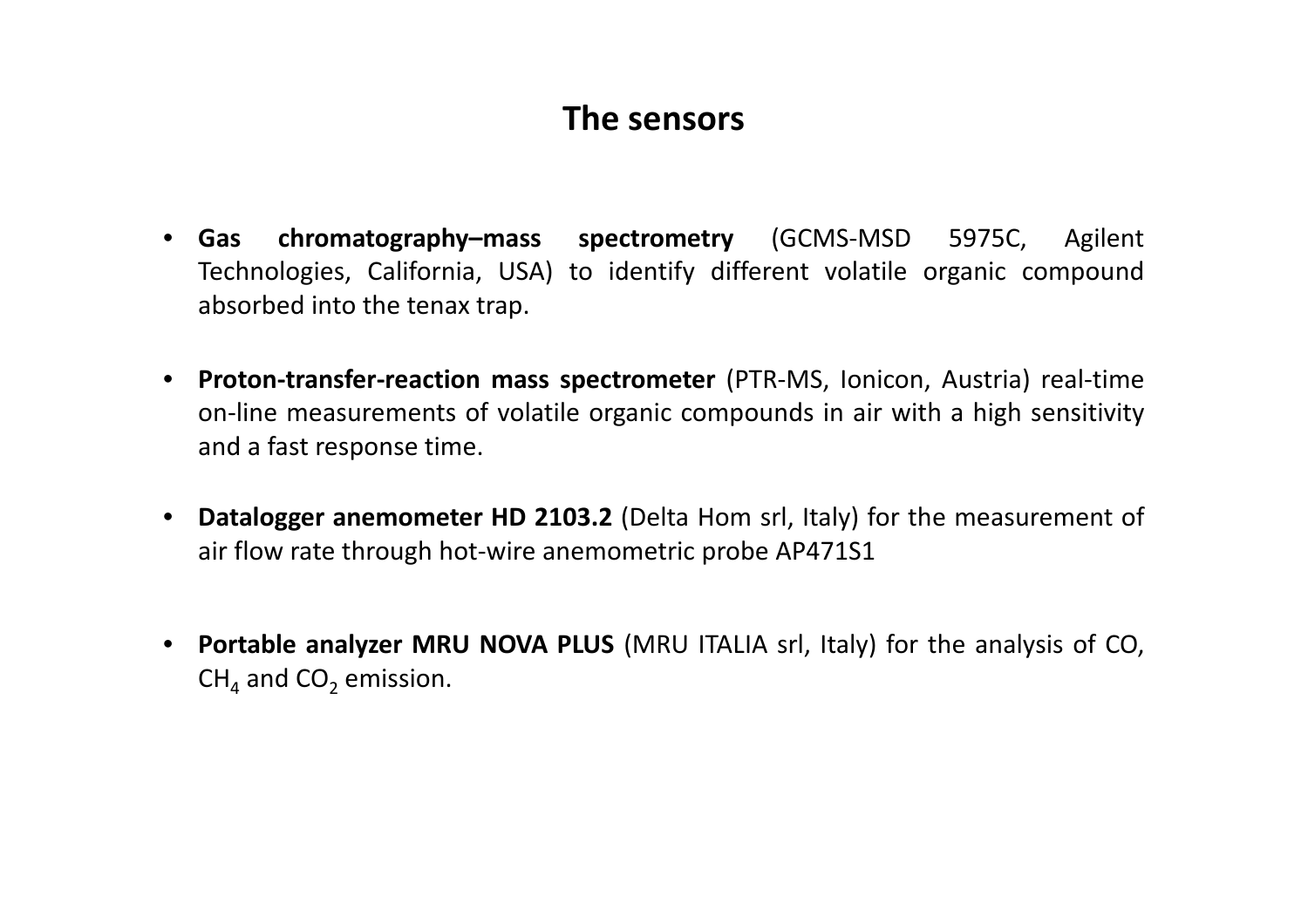# The sensors

- **Gas chromatography–mass spectrometry** (GCMS-MSD 5975C, Agilent Technologies, California, USA) to identify different volatile organic compound absorbed into the tenax trap.

- **Proton-transfer-reaction mass spectrometer** (PTR-MS, Ionicon, Austria) real-time on-line measurements of volatile organic compounds in air with a high sensitivity and a fast response time.

- **Datalogger anemometer HD 2103.2** (Delta Hom srl, Italy) for the measurement of air flow rate through hot-wire anemometric probe AP471S1

- **Portable analyzer MRU NOVA PLUS** (MRU ITALIA srl, Italy) for the analysis of CO, $CH_4$ and $CO_2$ emission.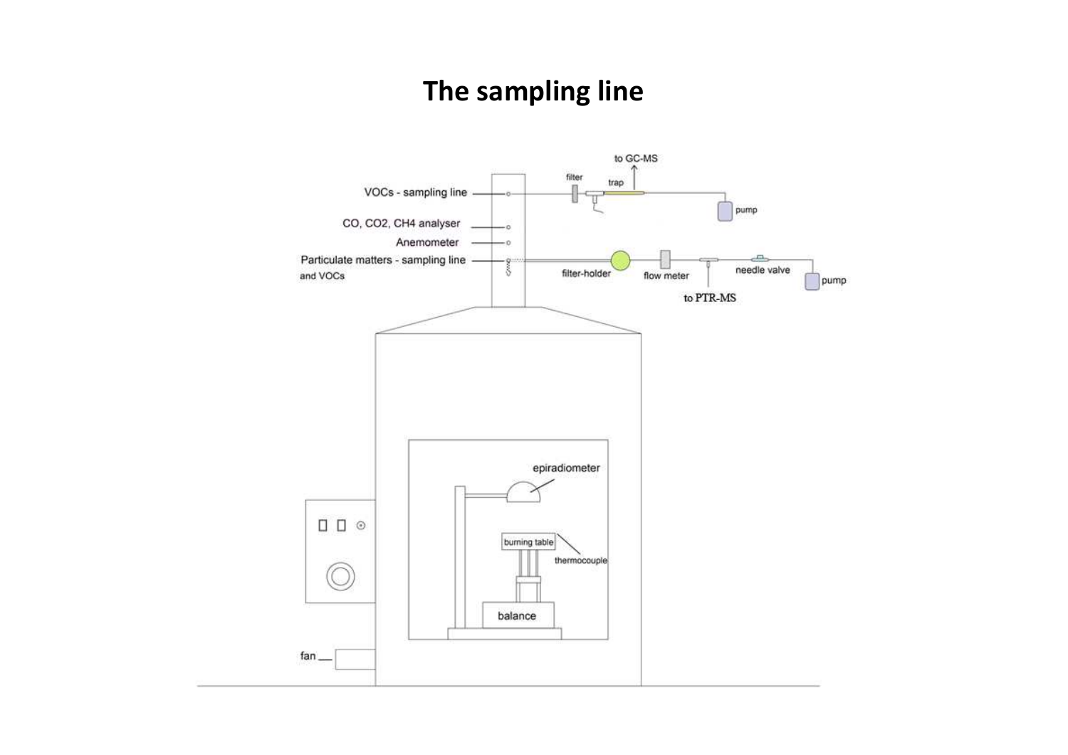# The sampling line

VOCs - sampling line

CO, CO2, CH4 analyser

Anemometer

Particulate matters - sampling line and VOCs

filter

trap

to GC-MS

pump

filter-holder

flow meter

to PTR-MS

needle valve

pump

epiradiometer

burning table

thermocouple

balance

fan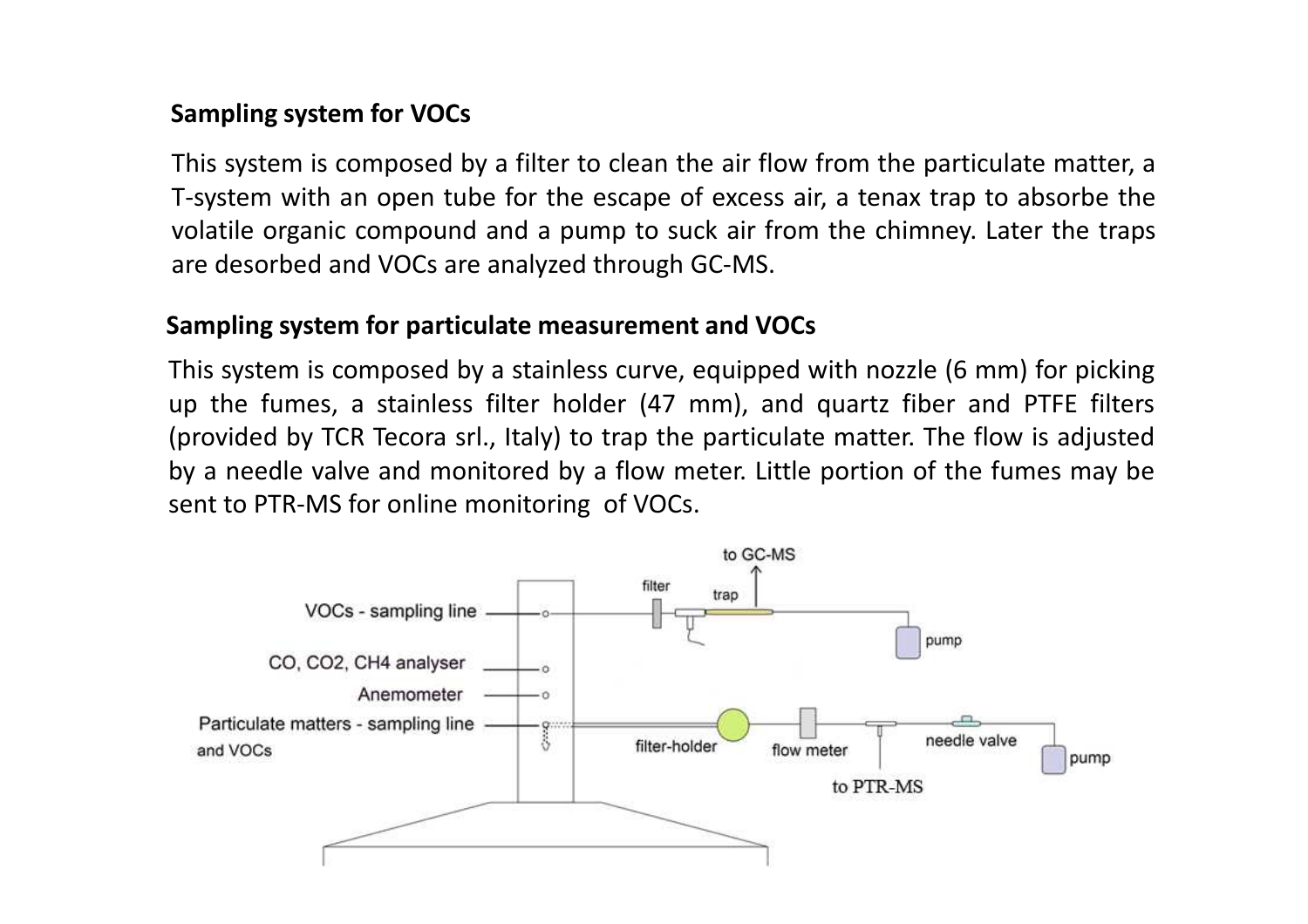**Sampling system for VOCs**

This system is composed by a filter to clean the air flow from the particulate matter, a T-system with an open tube for the escape of excess air, a tenax trap to absorbe the volatile organic compound and a pump to suck air from the chimney. Later the traps are desorbed and VOCs are analyzed through GC-MS.

**Sampling system for particulate measurement and VOCs**

This system is composed by a stainless curve, equipped with nozzle (6 mm) for picking up the fumes, a stainless filter holder (47 mm), and quartz fiber and PTFE filters (provided by TCR Tecora srl., Italy) to trap the particulate matter. The flow is adjusted by a needle valve and monitored by a flow meter. Little portion of the fumes may be sent to PTR-MS for online monitoring of VOCs.

VOCs - sampling line

CO, CO2, CH4 analyser

Anemometer

Particulate matters - sampling line and VOCs

filter

trap

to GC-MS

pump

filter-holder

flow meter

to PTR-MS

needle valve

pump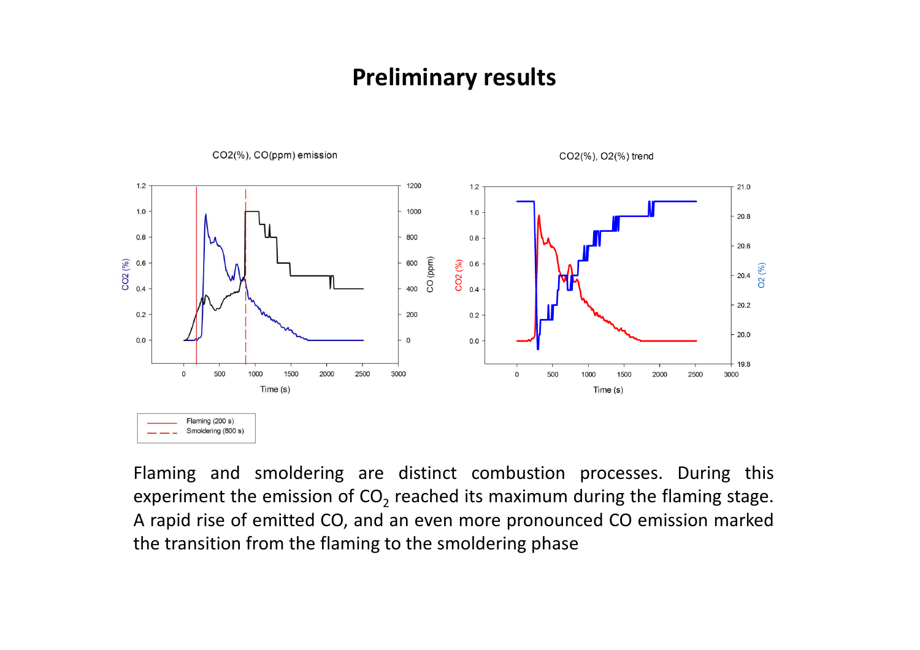# Preliminary results

Flaming and smoldering are distinct combustion processes. During this experiment the emission of $CO_2$ reached its maximum during the flaming stage. A rapid rise of emitted CO, and an even more pronounced CO emission marked the transition from the flaming to the smoldering phase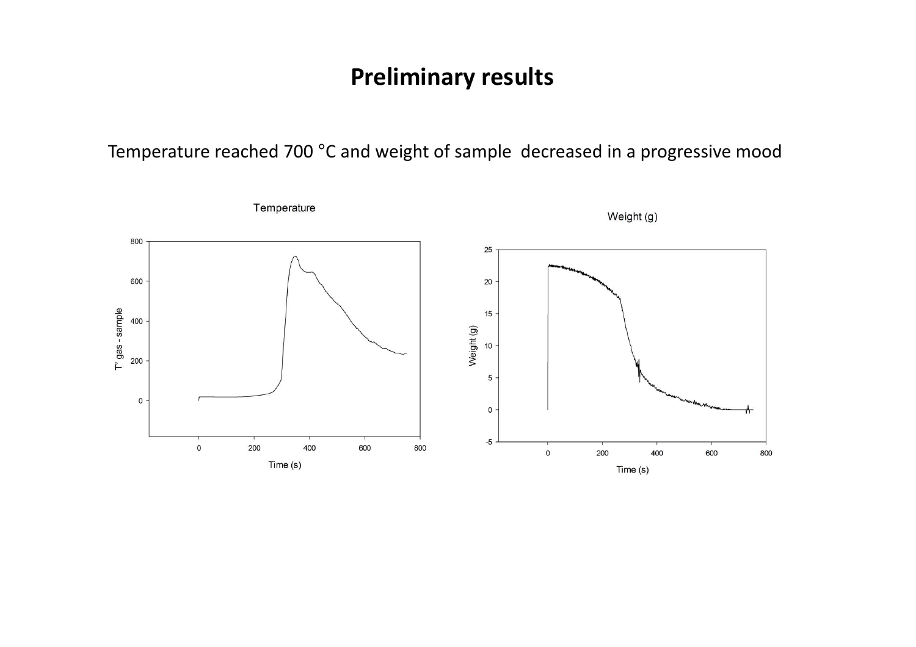# Preliminary results

Temperature reached 700 °C and weight of sample decreased in a progressive mood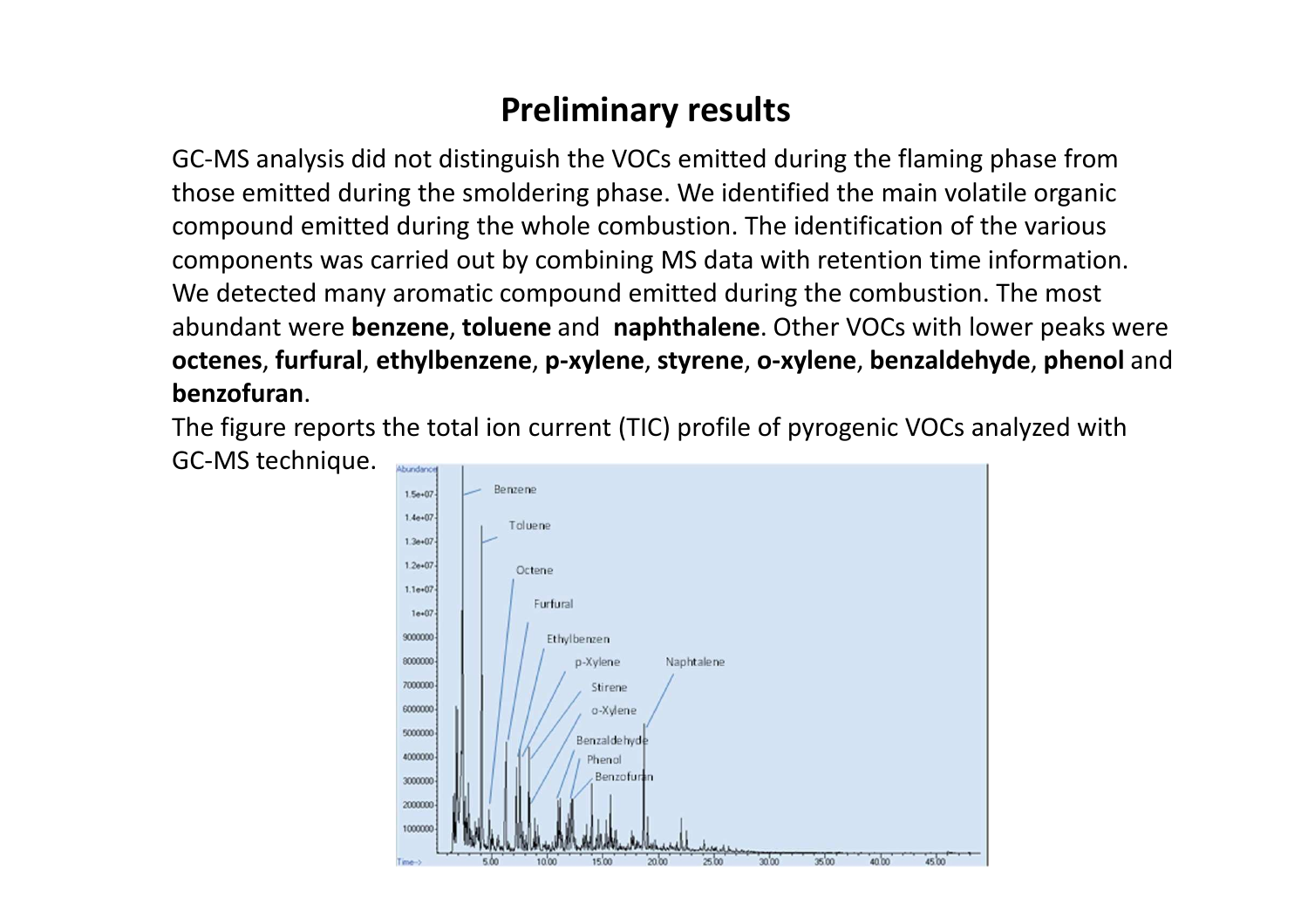# Preliminary results

GC-MS analysis did not distinguish the VOCs emitted during the flaming phase from those emitted during the smoldering phase. We identified the main volatile organic compound emitted during the whole combustion. The identification of the various components was carried out by combining MS data with retention time information. We detected many aromatic compound emitted during the combustion. The most abundant were **benzene**, **toluene** and **naphthalene**. Other VOCs with lower peaks were **octenes**, **furfural**, **ethylbenzene**, **p-xylene**, **styrene**, **o-xylene**, **benzaldehyde**, **phenol** and **benzofuran**.

The figure reports the total ion current (TIC) profile of pyrogenic VOCs analyzed with GC-MS technique.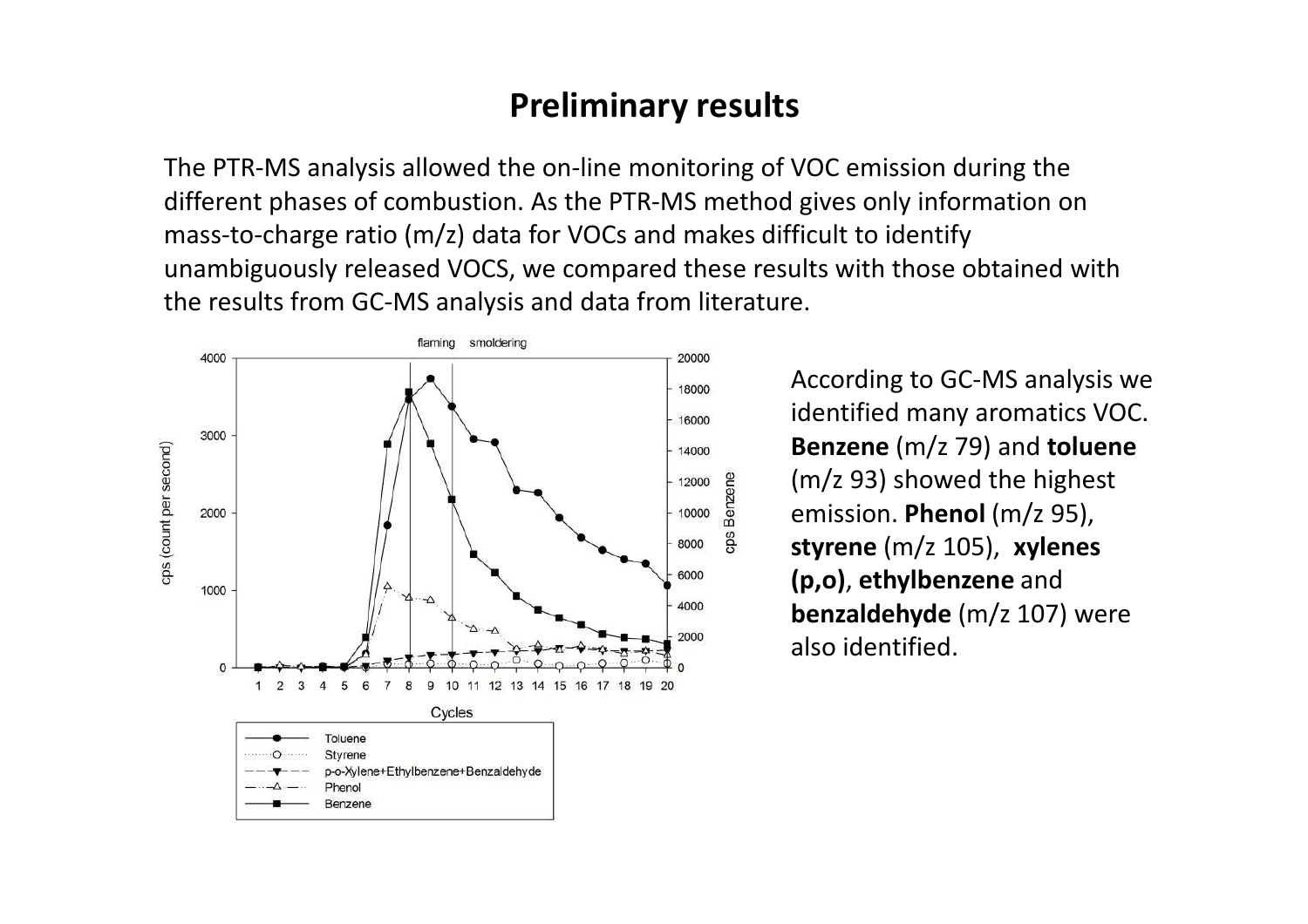## Preliminary results

The PTR-MS analysis allowed the on-line monitoring of VOC emission during the different phases of combustion. As the PTR-MS method gives only information on mass-to-charge ratio (m/z) data for VOCs and makes difficult to identify unambiguously released VOCS, we compared these results with those obtained with the results from GC-MS analysis and data from literature.

According to GC-MS analysis we identified many aromatics VOC. **Benzene** (m/z 79) and **toluene** (m/z 93) showed the highest emission. **Phenol** (m/z 95), **styrene** (m/z 105), **xylenes (p,o)**, **ethylbenzene** and **benzaldehyde** (m/z 107) were also identified.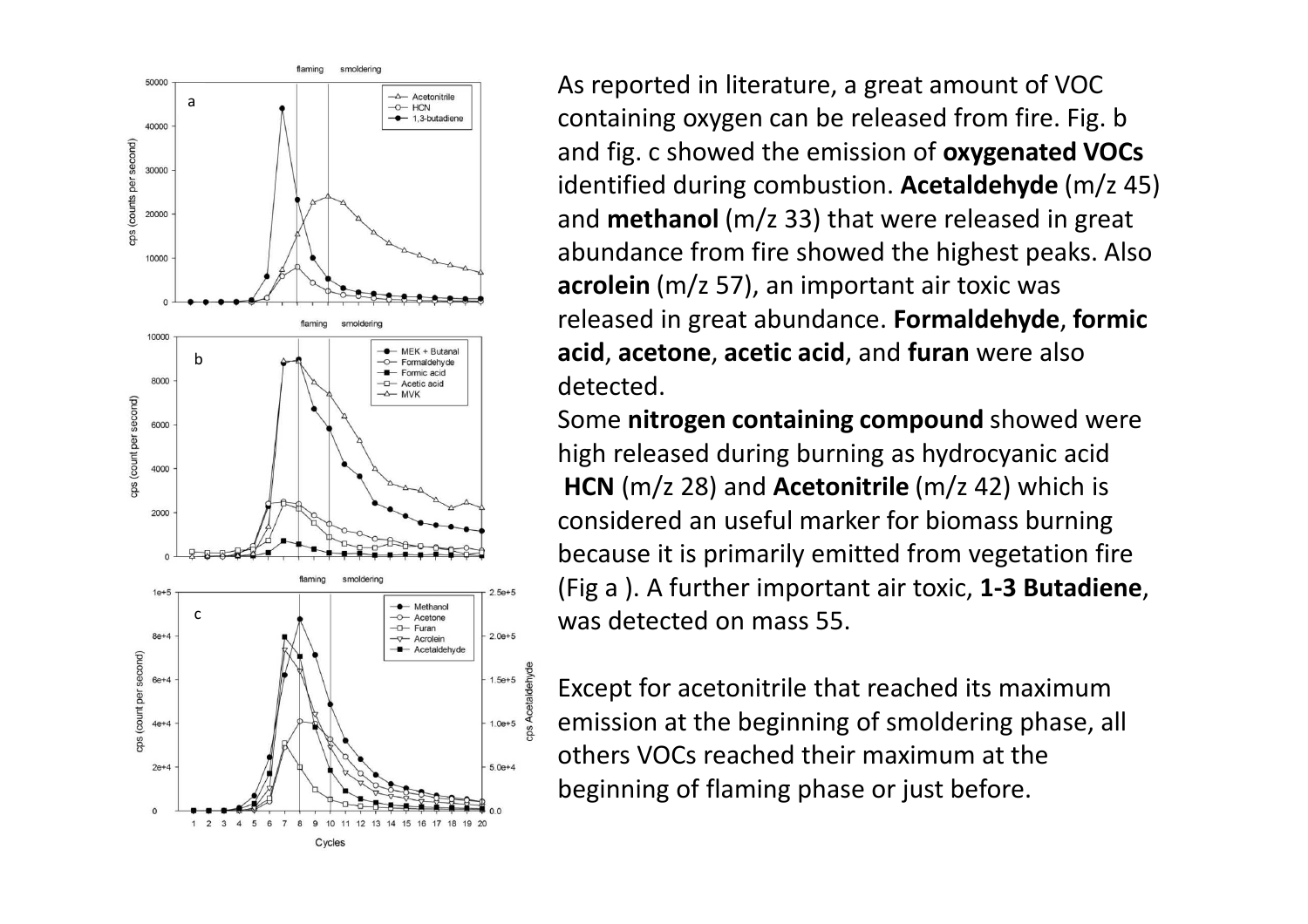As reported in literature, a great amount of VOC containing oxygen can be released from fire. Fig. b and fig. c showed the emission of **oxygenated VOCs** identified during combustion. **Acetaldehyde** (m/z 45) and **methanol** (m/z 33) that were released in great abundance from fire showed the highest peaks. Also **acrolein** (m/z 57), an important air toxic was released in great abundance. **Formaldehyde**, **formic acid**, **acetone**, **acetic acid**, and **furan** were also detected.

Some **nitrogen containing compound** showed were high released during burning as hydrocyanic acid **HCN** (m/z 28) and **Acetonitrile** (m/z 42) which is considered an useful marker for biomass burning because it is primarily emitted from vegetation fire (Fig a ). A further important air toxic, **1-3 Butadiene**, was detected on mass 55.

Except for acetonitrile that reached its maximum emission at the beginning of smoldering phase, all others VOCs reached their maximum at the beginning of flaming phase or just before.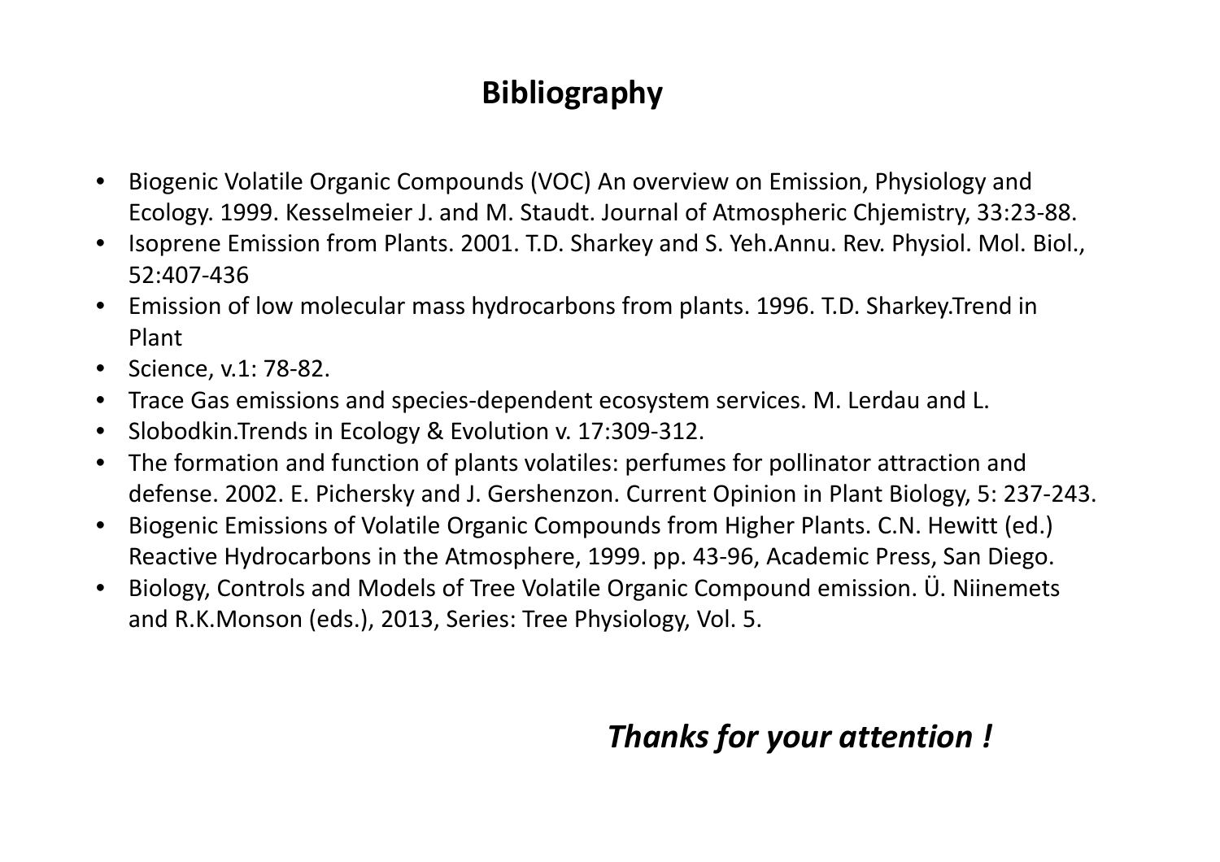## Bibliography

- Biogenic Volatile Organic Compounds (VOC) An overview on Emission, Physiology and Ecology. 1999. Kesselmeier J. and M. Staudt. Journal of Atmospheric Chjemistry, 33:23-88.
- Isoprene Emission from Plants. 2001. T.D. Sharkey and S. Yeh.Annu. Rev. Physiol. Mol. Biol., 52:407-436
- Emission of low molecular mass hydrocarbons from plants. 1996. T.D. Sharkey.Trend in Plant
- Science, v.1: 78-82.
- Trace Gas emissions and species-dependent ecosystem services. M. Lerdau and L.
- Slobodkin.Trends in Ecology & Evolution v. 17:309-312.
- The formation and function of plants volatiles: perfumes for pollinator attraction and defense. 2002. E. Pichersky and J. Gershenzon. Current Opinion in Plant Biology, 5: 237-243.
- Biogenic Emissions of Volatile Organic Compounds from Higher Plants. C.N. Hewitt (ed.) Reactive Hydrocarbons in the Atmosphere, 1999. pp. 43-96, Academic Press, San Diego.
- Biology, Controls and Models of Tree Volatile Organic Compound emission. Ü. Niinemets and R.K.Monson (eds.), 2013, Series: Tree Physiology, Vol. 5.

***Thanks for your attention !***